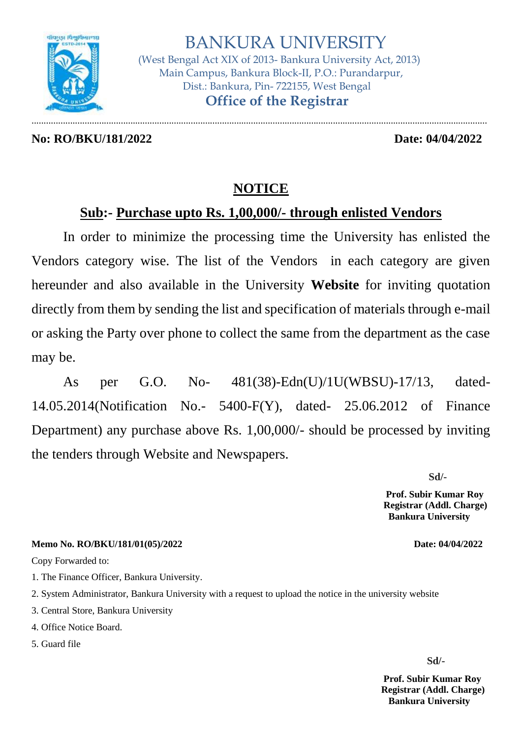# BANKURA UNIVERSITY

(West Bengal Act XIX of 2013- Bankura University Act, 2013)
Main Campus, Bankura Block-II, P.O.: Purandarpur,
Dist.: Bankura, Pin- 722155, West Bengal

**Office of the Registrar**

**No: RO/BKU/181/2022** **Date: 04/04/2022**

## NOTICE

**Sub:- Purchase upto Rs. 1,00,000/- through enlisted Vendors**

In order to minimize the processing time the University has enlisted the Vendors category wise. The list of the Vendors in each category are given hereunder and also available in the University **Website** for inviting quotation directly from them by sending the list and specification of materials through e-mail or asking the Party over phone to collect the same from the department as the case may be.

As per G.O. No- 481(38)-Edn(U)/1U(WBSU)-17/13, dated- 14.05.2014(Notification No.- 5400-F(Y), dated- 25.06.2012 of Finance Department) any purchase above Rs. 1,00,000/- should be processed by inviting the tenders through Website and Newspapers.

**Sd/-**

**Prof. Subir Kumar Roy**
**Registrar (Addl. Charge)**
**Bankura University**

**Memo No. RO/BKU/181/01(05)/2022** **Date: 04/04/2022**

Copy Forwarded to:

1. The Finance Officer, Bankura University.
2. System Administrator, Bankura University with a request to upload the notice in the university website
3. Central Store, Bankura University
4. Office Notice Board.
5. Guard file

**Sd/-**

**Prof. Subir Kumar Roy**
**Registrar (Addl. Charge)**
**Bankura University**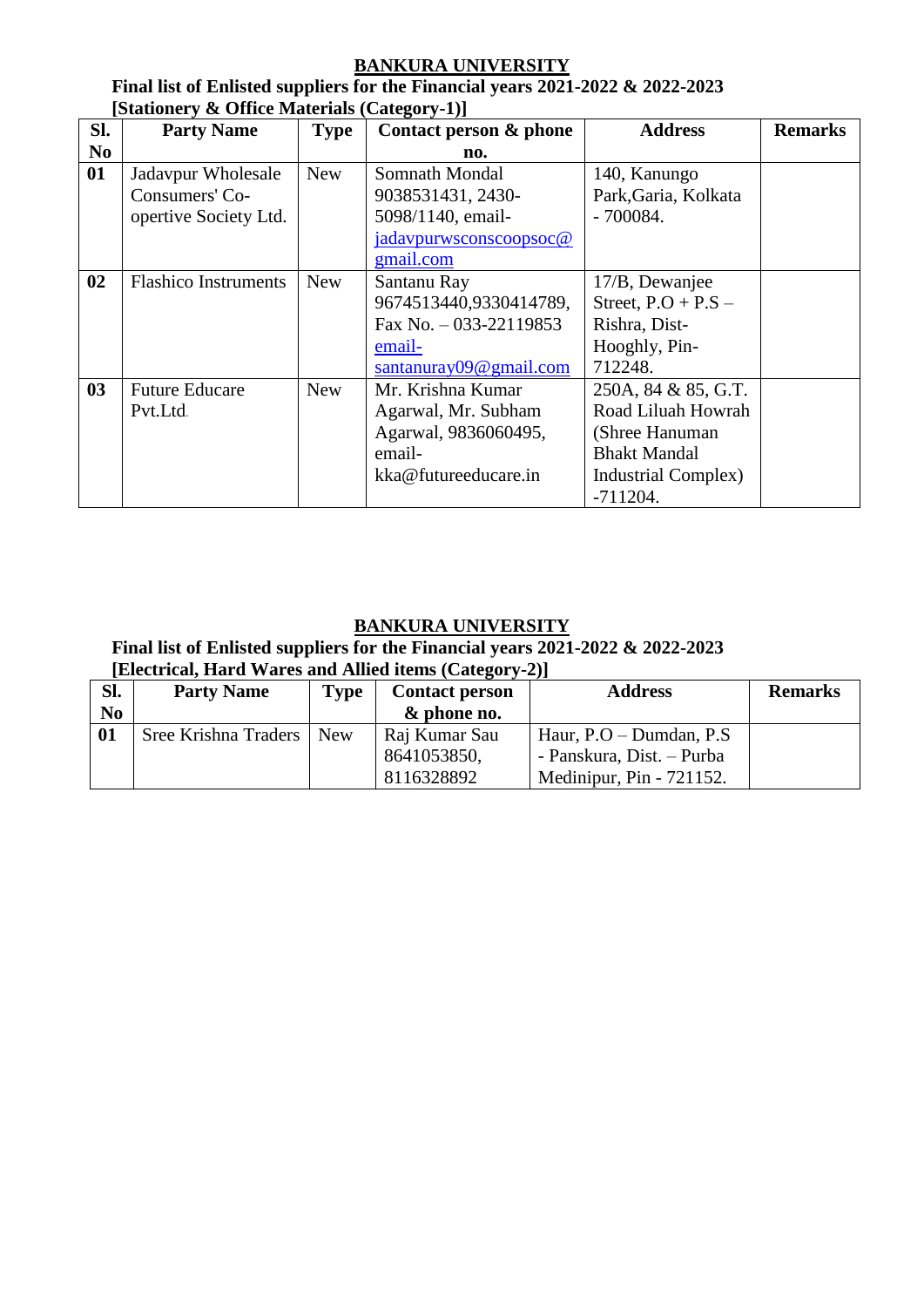# BANKURA UNIVERSITY

**Final list of Enlisted suppliers for the Financial years 2021-2022 & 2022-2023**
**[Stationery & Office Materials (Category-1)]**

| Sl. No | Party Name | Type | Contact person & phone no. | Address | Remarks |
|---|---|---|---|---|---|
| 01 | Jadavpur Wholesale Consumers' Co-opertive Society Ltd. | New | Somnath Mondal 9038531431, 2430-5098/1140, email-jadavpurwsconscoopsoc@gmail.com | 140, Kanungo Park,Garia, Kolkata - 700084. | |
| 02 | Flashico Instruments | New | Santanu Ray 9674513440,9330414789, Fax No. – 033-22119853 email-santanuray09@gmail.com | 17/B, Dewanjee Street, P.O + P.S – Rishra, Dist-Hooghly, Pin-712248. | |
| 03 | Future Educare Pvt.Ltd. | New | Mr. Krishna Kumar Agarwal, Mr. Subham Agarwal, 9836060495, email-kka@futureeducare.in | 250A, 84 & 85, G.T. Road Liluah Howrah (Shree Hanuman Bhakt Mandal Industrial Complex) -711204. | |

# BANKURA UNIVERSITY

**Final list of Enlisted suppliers for the Financial years 2021-2022 & 2022-2023**
**[Electrical, Hard Wares and Allied items (Category-2)]**

| Sl. No | Party Name | Type | Contact person & phone no. | Address | Remarks |
|---|---|---|---|---|---|
| 01 | Sree Krishna Traders | New | Raj Kumar Sau 8641053850, 8116328892 | Haur, P.O – Dumdan, P.S - Panskura, Dist. – Purba Medinipur, Pin - 721152. | |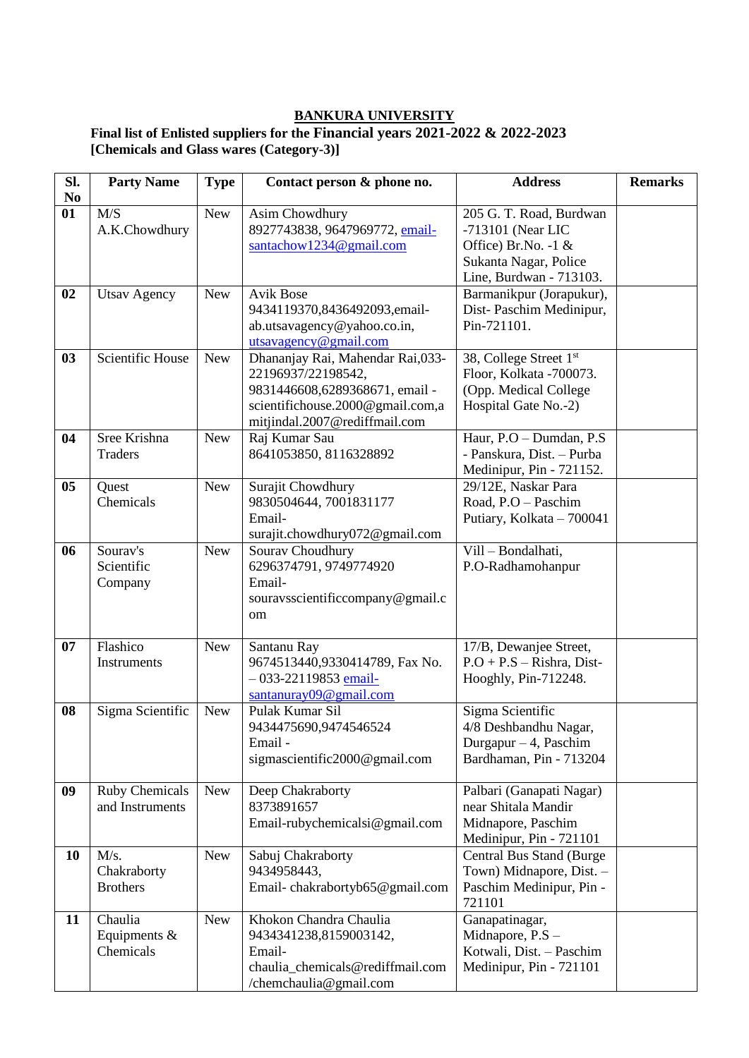**BANKURA UNIVERSITY**

**Final list of Enlisted suppliers for the Financial years 2021-2022 & 2022-2023 [Chemicals and Glass wares (Category-3)]**

| Sl. No | Party Name | Type | Contact person & phone no. | Address | Remarks |
|---|---|---|---|---|---|
| 01 | M/S A.K.Chowdhury | New | Asim Chowdhury 8927743838, 9647969772, email-santachow1234@gmail.com | 205 G. T. Road, Burdwan -713101 (Near LIC Office) Br.No. -1 & Sukanta Nagar, Police Line, Burdwan - 713103. | |
| 02 | Utsav Agency | New | Avik Bose 9434119370,8436492093,email-ab.utsavagency@yahoo.co.in, utsavagency@gmail.com | Barmanikpur (Jorapukur), Dist- Paschim Medinipur, Pin-721101. | |
| 03 | Scientific House | New | Dhananjay Rai, Mahendar Rai,033-22196937/22198542, 9831446608,6289368671, email - scientifichouse.2000@gmail.com,amitjindal.2007@rediffmail.com | 38, College Street 1st Floor, Kolkata -700073. (Opp. Medical College Hospital Gate No.-2) | |
| 04 | Sree Krishna Traders | New | Raj Kumar Sau 8641053850, 8116328892 | Haur, P.O – Dumdan, P.S - Panskura, Dist. – Purba Medinipur, Pin - 721152. | |
| 05 | Quest Chemicals | New | Surajit Chowdhury 9830504644, 7001831177 Email-surajit.chowdhury072@gmail.com | 29/12E, Naskar Para Road, P.O – Paschim Putiary, Kolkata – 700041 | |
| 06 | Sourav's Scientific Company | New | Sourav Choudhury 6296374791, 9749774920 Email-souravsscientificcompany@gmail.com | Vill – Bondalhati, P.O-Radhamohanpur | |
| 07 | Flashico Instruments | New | Santanu Ray 9674513440,9330414789, Fax No. – 033-22119853 email-santanuray09@gmail.com | 17/B, Dewanjee Street, P.O + P.S – Rishra, Dist-Hooghly, Pin-712248. | |
| 08 | Sigma Scientific | New | Pulak Kumar Sil 9434475690,9474546524 Email - sigmascientific2000@gmail.com | Sigma Scientific 4/8 Deshbandhu Nagar, Durgapur – 4, Paschim Bardhaman, Pin - 713204 | |
| 09 | Ruby Chemicals and Instruments | New | Deep Chakraborty 8373891657 Email-rubychemicalsi@gmail.com | Palbari (Ganapati Nagar) near Shitala Mandir Midnapore, Paschim Medinipur, Pin - 721101 | |
| 10 | M/s. Chakraborty Brothers | New | Sabuj Chakraborty 9434958443, Email- chakrabortyb65@gmail.com | Central Bus Stand (Burge Town) Midnapore, Dist. – Paschim Medinipur, Pin - 721101 | |
| 11 | Chaulia Equipments & Chemicals | New | Khokon Chandra Chaulia 9434341238,8159003142, Email-chaulia_chemicals@rediffmail.com /chemchaulia@gmail.com | Ganapatinagar, Midnapore, P.S – Kotwali, Dist. – Paschim Medinipur, Pin - 721101 | |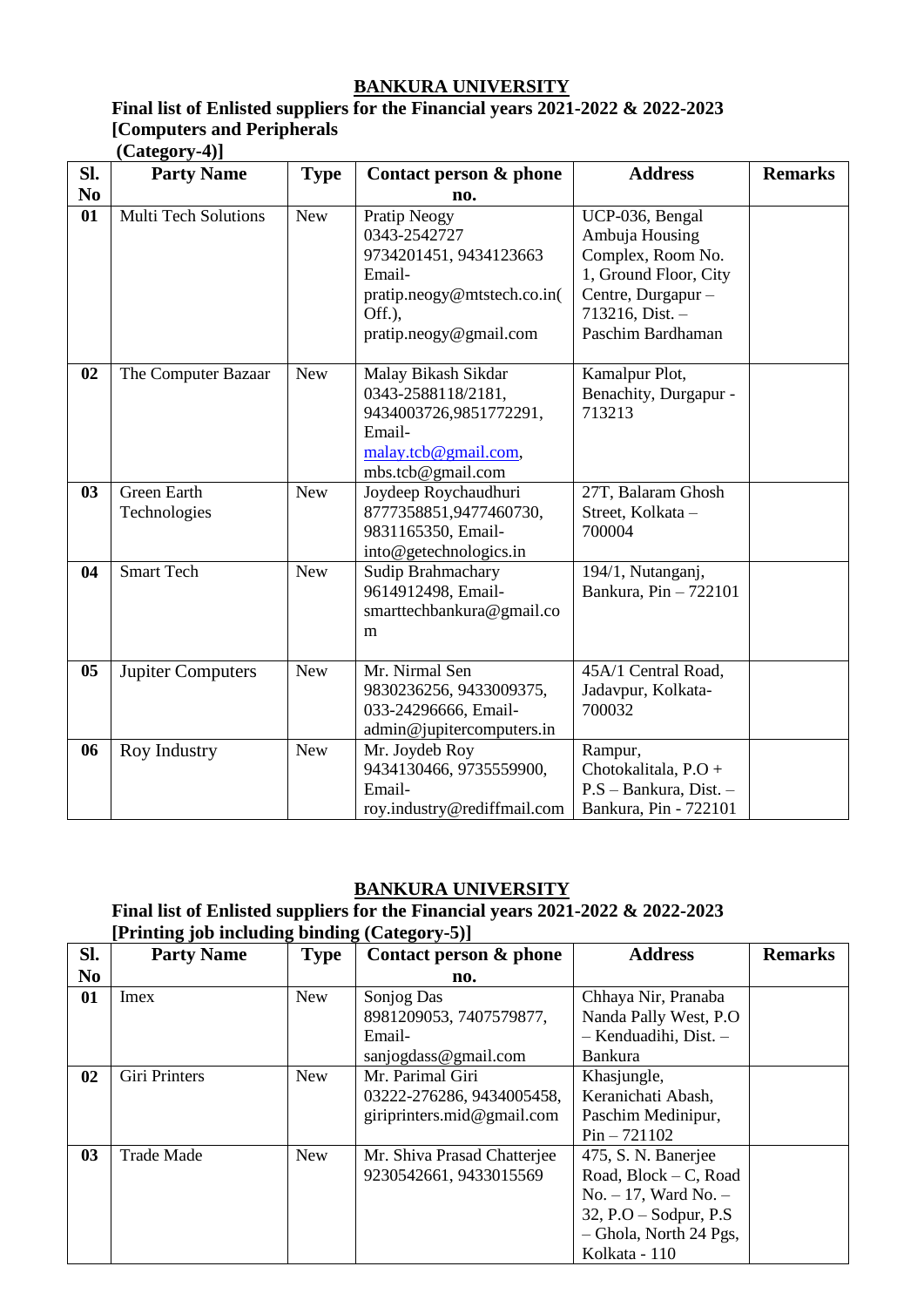**BANKURA UNIVERSITY**

**Final list of Enlisted suppliers for the Financial years 2021-2022 & 2022-2023 [Computers and Peripherals (Category-4)]**

| Sl. No | Party Name | Type | Contact person & phone no. | Address | Remarks |
|---|---|---|---|---|---|
| 01 | Multi Tech Solutions | New | Pratip Neogy 0343-2542727 9734201451, 9434123663 Email- pratip.neogy@mtstech.co.in( Off.), pratip.neogy@gmail.com | UCP-036, Bengal Ambuja Housing Complex, Room No. 1, Ground Floor, City Centre, Durgapur – 713216, Dist. – Paschim Bardhaman | |
| 02 | The Computer Bazaar | New | Malay Bikash Sikdar 0343-2588118/2181, 9434003726,9851772291, Email- malay.tcb@gmail.com, mbs.tcb@gmail.com | Kamalpur Plot, Benachity, Durgapur - 713213 | |
| 03 | Green Earth Technologies | New | Joydeep Roychaudhuri 8777358851,9477460730, 9831165350, Email- into@getechnologics.in | 27T, Balaram Ghosh Street, Kolkata – 700004 | |
| 04 | Smart Tech | New | Sudip Brahmachary 9614912498, Email- smarttechbankura@gmail.com | 194/1, Nutanganj, Bankura, Pin – 722101 | |
| 05 | Jupiter Computers | New | Mr. Nirmal Sen 9830236256, 9433009375, 033-24296666, Email- admin@jupitercomputers.in | 45A/1 Central Road, Jadavpur, Kolkata- 700032 | |
| 06 | Roy Industry | New | Mr. Joydeb Roy 9434130466, 9735559900, Email- roy.industry@rediffmail.com | Rampur, Chotokalitala, P.O + P.S – Bankura, Dist. – Bankura, Pin - 722101 | |

**BANKURA UNIVERSITY**

**Final list of Enlisted suppliers for the Financial years 2021-2022 & 2022-2023 [Printing job including binding (Category-5)]**

| Sl. No | Party Name | Type | Contact person & phone no. | Address | Remarks |
|---|---|---|---|---|---|
| 01 | Imex | New | Sonjog Das 8981209053, 7407579877, Email- sanjogdass@gmail.com | Chhaya Nir, Pranaba Nanda Pally West, P.O – Kenduadihi, Dist. – Bankura | |
| 02 | Giri Printers | New | Mr. Parimal Giri 03222-276286, 9434005458, giriprinters.mid@gmail.com | Khasjungle, Keranichati Abash, Paschim Medinipur, Pin – 721102 | |
| 03 | Trade Made | New | Mr. Shiva Prasad Chatterjee 9230542661, 9433015569 | 475, S. N. Banerjee Road, Block – C, Road No. – 17, Ward No. – 32, P.O – Sodpur, P.S – Ghola, North 24 Pgs, Kolkata - 110 | |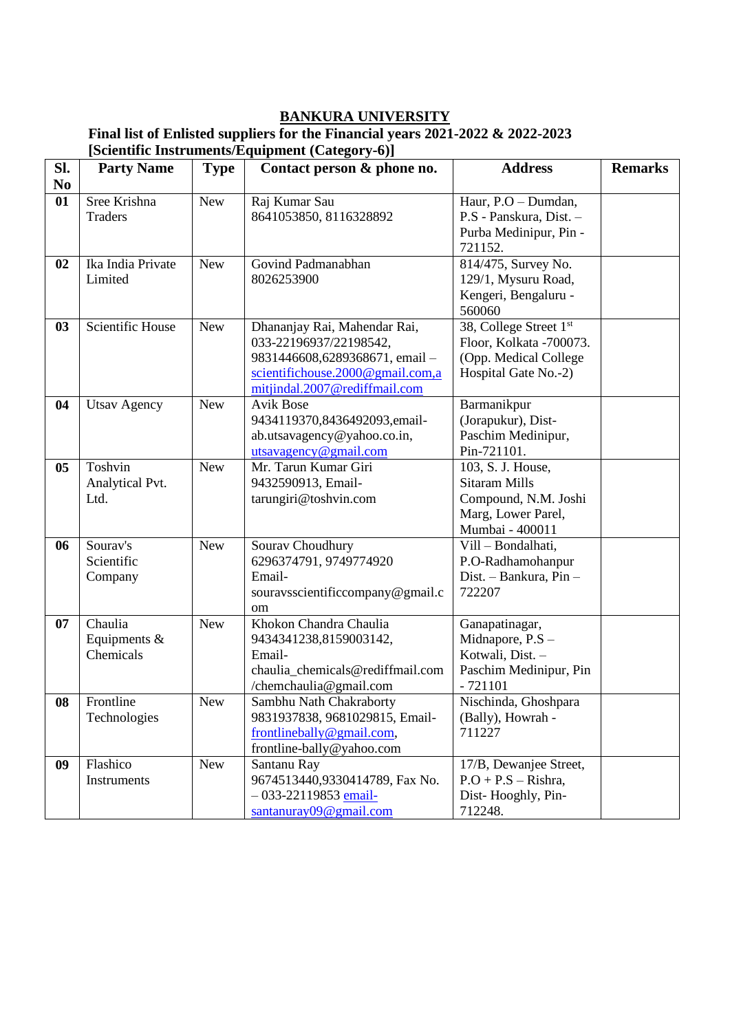# BANKURA UNIVERSITY

**Final list of Enlisted suppliers for the Financial years 2021-2022 & 2022-2023**
**[Scientific Instruments/Equipment (Category-6)]**

| Sl. No | Party Name | Type | Contact person & phone no. | Address | Remarks |
|---|---|---|---|---|---|
| 01 | Sree Krishna Traders | New | Raj Kumar Sau 8641053850, 8116328892 | Haur, P.O – Dumdan, P.S - Panskura, Dist. – Purba Medinipur, Pin - 721152. | |
| 02 | Ika India Private Limited | New | Govind Padmanabhan 8026253900 | 814/475, Survey No. 129/1, Mysuru Road, Kengeri, Bengaluru - 560060 | |
| 03 | Scientific House | New | Dhananjay Rai, Mahendar Rai, 033-22196937/22198542, 9831446608,6289368671, email – scientifichouse.2000@gmail.com,amitjindal.2007@rediffmail.com | 38, College Street 1st Floor, Kolkata -700073. (Opp. Medical College Hospital Gate No.-2) | |
| 04 | Utsav Agency | New | Avik Bose 9434119370,8436492093,email-ab.utsavagency@yahoo.co.in, utsavagency@gmail.com | Barmanikpur (Jorapukur), Dist- Paschim Medinipur, Pin-721101. | |
| 05 | Toshvin Analytical Pvt. Ltd. | New | Mr. Tarun Kumar Giri 9432590913, Email-tarungiri@toshvin.com | 103, S. J. House, Sitaram Mills Compound, N.M. Joshi Marg, Lower Parel, Mumbai - 400011 | |
| 06 | Sourav's Scientific Company | New | Sourav Choudhury 6296374791, 9749774920 Email-souravsscientificcompany@gmail.com | Vill – Bondalhati, P.O-Radhamohanpur Dist. – Bankura, Pin – 722207 | |
| 07 | Chaulia Equipments & Chemicals | New | Khokon Chandra Chaulia 9434341238,8159003142, Email-chaulia_chemicals@rediffmail.com /chemchaulia@gmail.com | Ganapatinagar, Midnapore, P.S – Kotwali, Dist. – Paschim Medinipur, Pin - 721101 | |
| 08 | Frontline Technologies | New | Sambhu Nath Chakraborty 9831937838, 9681029815, Email-frontlinebally@gmail.com, frontline-bally@yahoo.com | Nischinda, Ghoshpara (Bally), Howrah - 711227 | |
| 09 | Flashico Instruments | New | Santanu Ray 9674513440,9330414789, Fax No. – 033-22119853 email-santanuray09@gmail.com | 17/B, Dewanjee Street, P.O + P.S – Rishra, Dist- Hooghly, Pin- 712248. | |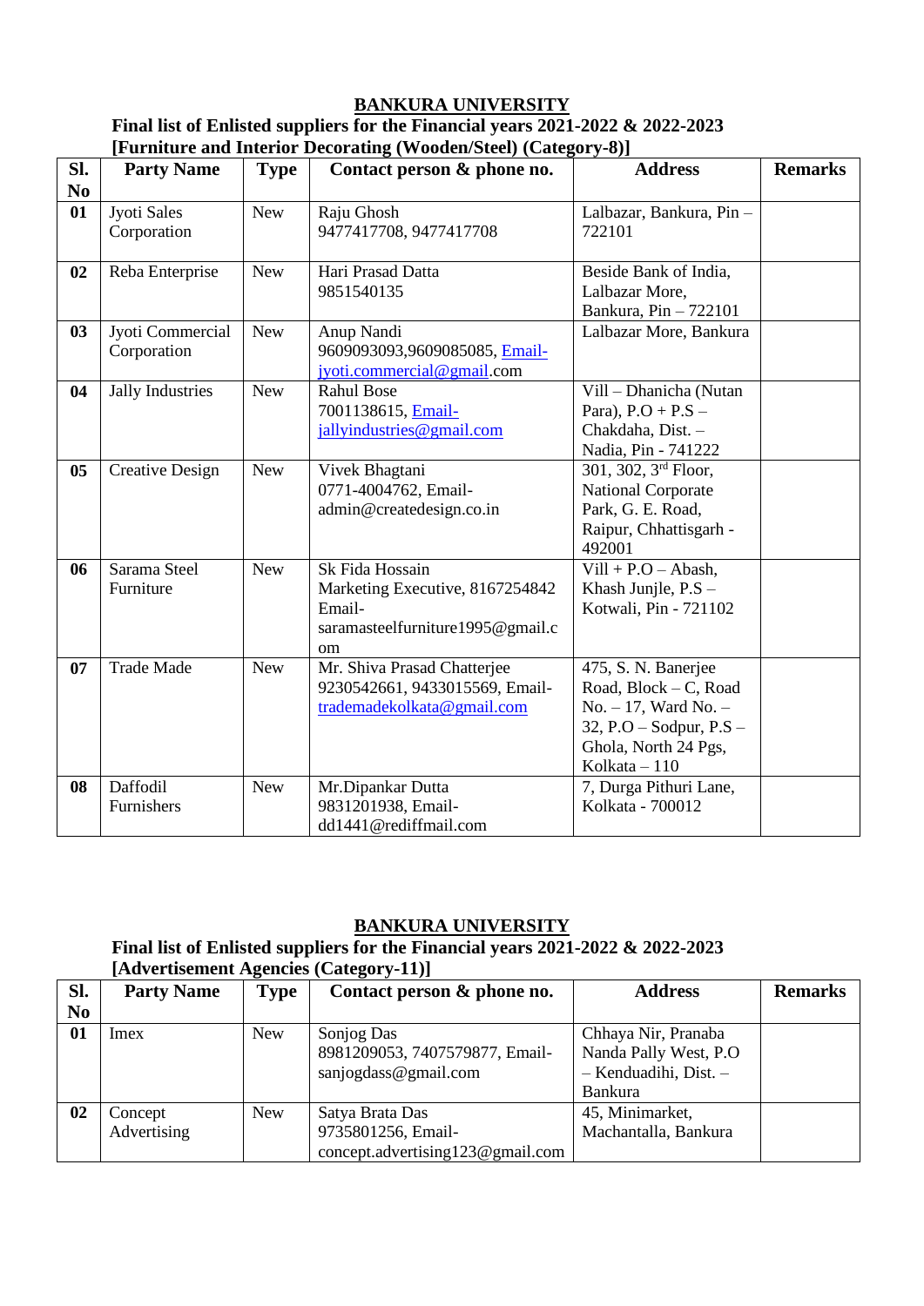## BANKURA UNIVERSITY

**Final list of Enlisted suppliers for the Financial years 2021-2022 & 2022-2023**
**[Furniture and Interior Decorating (Wooden/Steel) (Category-8)]**

| Sl. No | Party Name | Type | Contact person & phone no. | Address | Remarks |
|---|---|---|---|---|---|
| 01 | Jyoti Sales Corporation | New | Raju Ghosh 9477417708, 9477417708 | Lalbazar, Bankura, Pin – 722101 | |
| 02 | Reba Enterprise | New | Hari Prasad Datta 9851540135 | Beside Bank of India, Lalbazar More, Bankura, Pin – 722101 | |
| 03 | Jyoti Commercial Corporation | New | Anup Nandi 9609093093,9609085085, Email-jyoti.commercial@gmail.com | Lalbazar More, Bankura | |
| 04 | Jally Industries | New | Rahul Bose 7001138615, Email-jallyindustries@gmail.com | Vill – Dhanicha (Nutan Para), P.O + P.S – Chakdaha, Dist. – Nadia, Pin - 741222 | |
| 05 | Creative Design | New | Vivek Bhagtani 0771-4004762, Email-admin@createdesign.co.in | 301, 302, 3rd Floor, National Corporate Park, G. E. Road, Raipur, Chhattisgarh - 492001 | |
| 06 | Sarama Steel Furniture | New | Sk Fida Hossain Marketing Executive, 8167254842 Email-saramasteelfurniture1995@gmail.com | Vill + P.O – Abash, Khash Junjle, P.S – Kotwali, Pin - 721102 | |
| 07 | Trade Made | New | Mr. Shiva Prasad Chatterjee 9230542661, 9433015569, Email-trademadekolkata@gmail.com | 475, S. N. Banerjee Road, Block – C, Road No. – 17, Ward No. – 32, P.O – Sodpur, P.S – Ghola, North 24 Pgs, Kolkata – 110 | |
| 08 | Daffodil Furnishers | New | Mr.Dipankar Dutta 9831201938, Email-dd1441@rediffmail.com | 7, Durga Pithuri Lane, Kolkata - 700012 | |

## BANKURA UNIVERSITY

**Final list of Enlisted suppliers for the Financial years 2021-2022 & 2022-2023**
**[Advertisement Agencies (Category-11)]**

| Sl. No | Party Name | Type | Contact person & phone no. | Address | Remarks |
|---|---|---|---|---|---|
| 01 | Imex | New | Sonjog Das 8981209053, 7407579877, Email-sanjogdass@gmail.com | Chhaya Nir, Pranaba Nanda Pally West, P.O – Kenduadihi, Dist. – Bankura | |
| 02 | Concept Advertising | New | Satya Brata Das 9735801256, Email-concept.advertising123@gmail.com | 45, Minimarket, Machantalla, Bankura | |